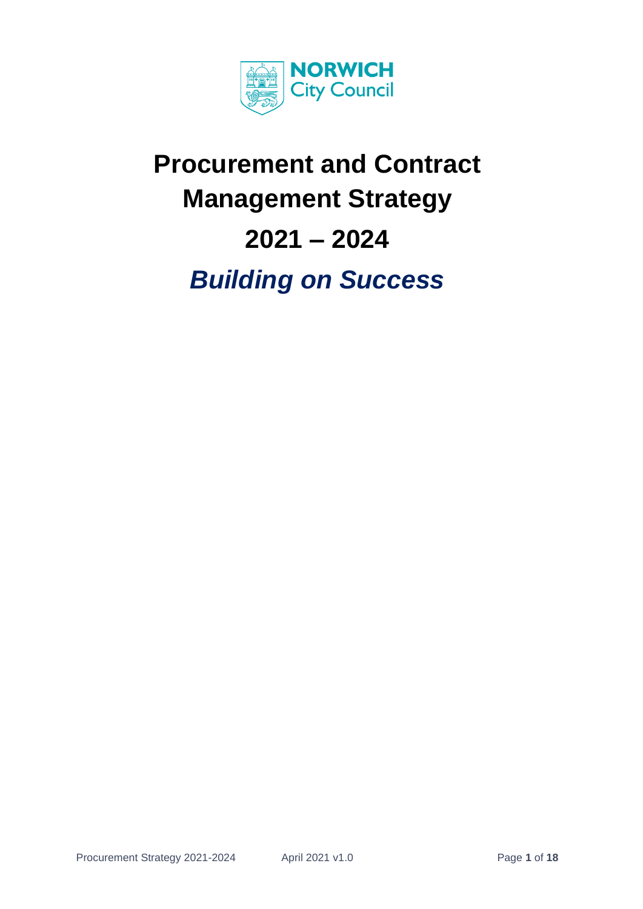NORWICH City Council

# Procurement and Contract Management Strategy

# 2021 – 2024

## *Building on Success*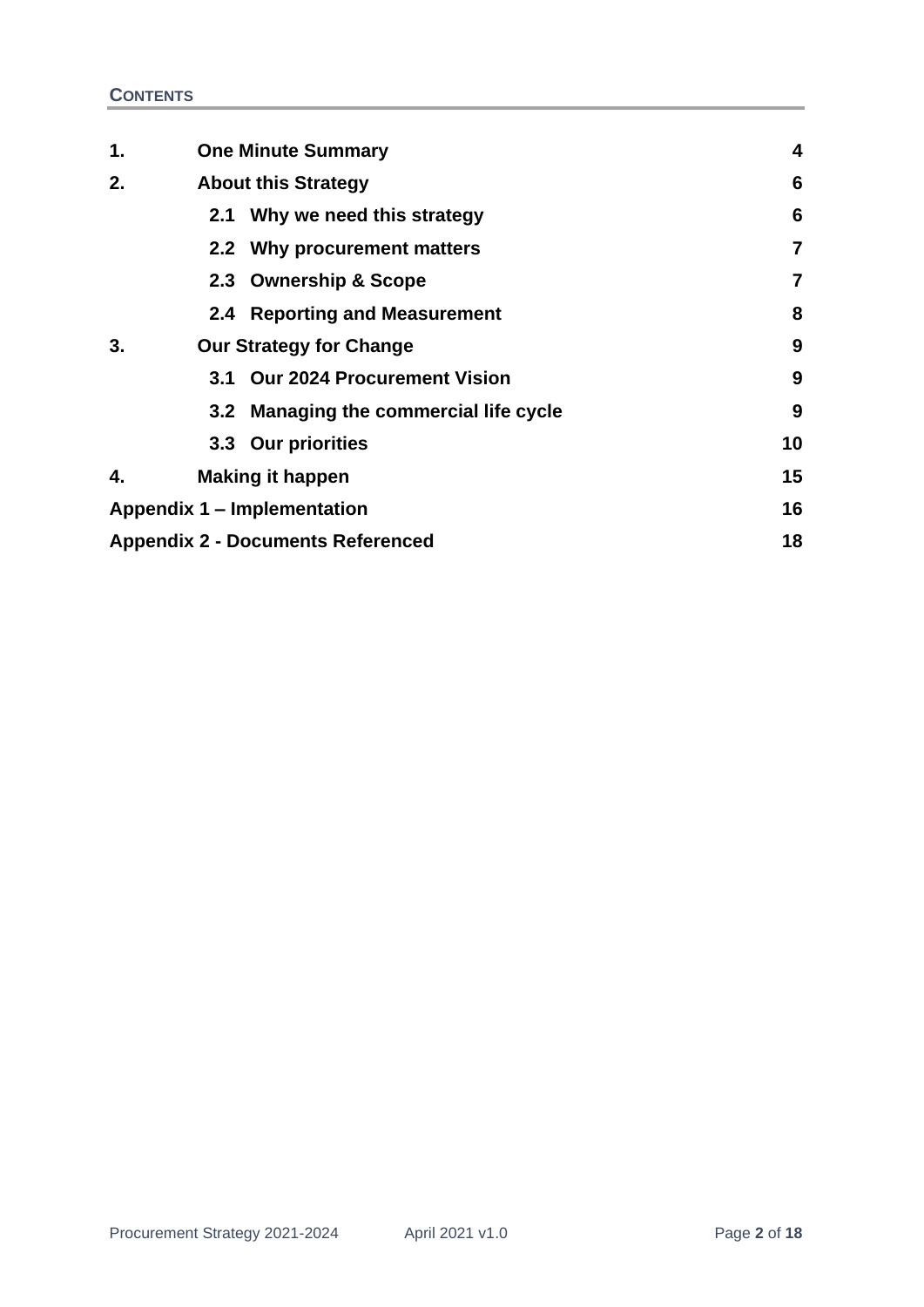## Contents

| | | |
|---|---|---|
| **1.** | **One Minute Summary** | **4** |
| **2.** | **About this Strategy** | **6** |
| | **2.1 Why we need this strategy** | **6** |
| | **2.2 Why procurement matters** | **7** |
| | **2.3 Ownership & Scope** | **7** |
| | **2.4 Reporting and Measurement** | **8** |
| **3.** | **Our Strategy for Change** | **9** |
| | **3.1 Our 2024 Procurement Vision** | **9** |
| | **3.2 Managing the commercial life cycle** | **9** |
| | **3.3 Our priorities** | **10** |
| **4.** | **Making it happen** | **15** |
| **Appendix 1 – Implementation** | | **16** |
| **Appendix 2 - Documents Referenced** | | **18** |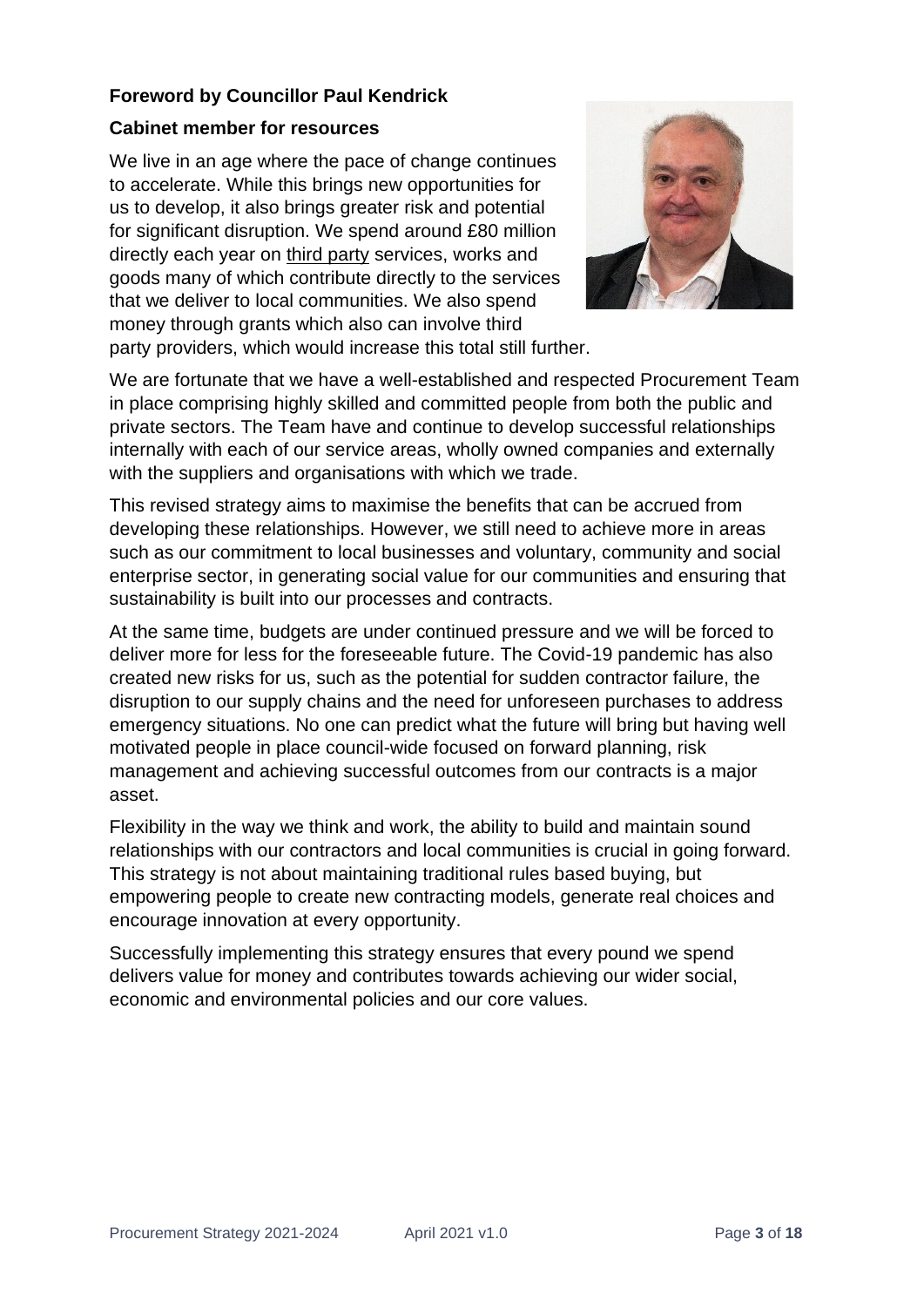**Foreword by Councillor Paul Kendrick**

**Cabinet member for resources**

We live in an age where the pace of change continues to accelerate. While this brings new opportunities for us to develop, it also brings greater risk and potential for significant disruption. We spend around £80 million directly each year on third party services, works and goods many of which contribute directly to the services that we deliver to local communities. We also spend money through grants which also can involve third party providers, which would increase this total still further.

We are fortunate that we have a well-established and respected Procurement Team in place comprising highly skilled and committed people from both the public and private sectors. The Team have and continue to develop successful relationships internally with each of our service areas, wholly owned companies and externally with the suppliers and organisations with which we trade.

This revised strategy aims to maximise the benefits that can be accrued from developing these relationships. However, we still need to achieve more in areas such as our commitment to local businesses and voluntary, community and social enterprise sector, in generating social value for our communities and ensuring that sustainability is built into our processes and contracts.

At the same time, budgets are under continued pressure and we will be forced to deliver more for less for the foreseeable future. The Covid-19 pandemic has also created new risks for us, such as the potential for sudden contractor failure, the disruption to our supply chains and the need for unforeseen purchases to address emergency situations. No one can predict what the future will bring but having well motivated people in place council-wide focused on forward planning, risk management and achieving successful outcomes from our contracts is a major asset.

Flexibility in the way we think and work, the ability to build and maintain sound relationships with our contractors and local communities is crucial in going forward. This strategy is not about maintaining traditional rules based buying, but empowering people to create new contracting models, generate real choices and encourage innovation at every opportunity.

Successfully implementing this strategy ensures that every pound we spend delivers value for money and contributes towards achieving our wider social, economic and environmental policies and our core values.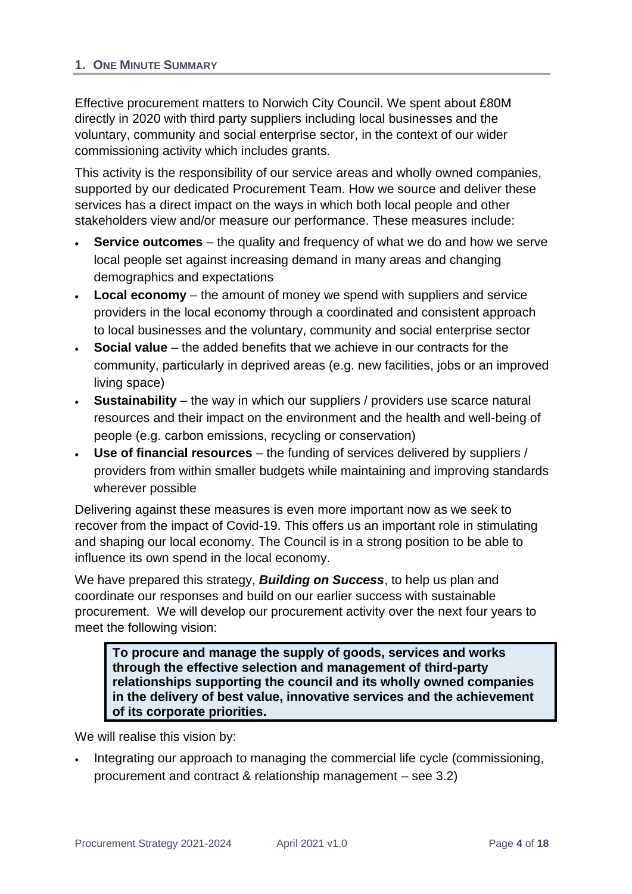## 1. One Minute Summary

Effective procurement matters to Norwich City Council. We spent about £80M directly in 2020 with third party suppliers including local businesses and the voluntary, community and social enterprise sector, in the context of our wider commissioning activity which includes grants.

This activity is the responsibility of our service areas and wholly owned companies, supported by our dedicated Procurement Team. How we source and deliver these services has a direct impact on the ways in which both local people and other stakeholders view and/or measure our performance. These measures include:

- **Service outcomes** – the quality and frequency of what we do and how we serve local people set against increasing demand in many areas and changing demographics and expectations
- **Local economy** – the amount of money we spend with suppliers and service providers in the local economy through a coordinated and consistent approach to local businesses and the voluntary, community and social enterprise sector
- **Social value** – the added benefits that we achieve in our contracts for the community, particularly in deprived areas (e.g. new facilities, jobs or an improved living space)
- **Sustainability** – the way in which our suppliers / providers use scarce natural resources and their impact on the environment and the health and well-being of people (e.g. carbon emissions, recycling or conservation)
- **Use of financial resources** – the funding of services delivered by suppliers / providers from within smaller budgets while maintaining and improving standards wherever possible

Delivering against these measures is even more important now as we seek to recover from the impact of Covid-19. This offers us an important role in stimulating and shaping our local economy. The Council is in a strong position to be able to influence its own spend in the local economy.

We have prepared this strategy, ***Building on Success***, to help us plan and coordinate our responses and build on our earlier success with sustainable procurement. We will develop our procurement activity over the next four years to meet the following vision:

> **To procure and manage the supply of goods, services and works through the effective selection and management of third-party relationships supporting the council and its wholly owned companies in the delivery of best value, innovative services and the achievement of its corporate priorities.**

We will realise this vision by:

- Integrating our approach to managing the commercial life cycle (commissioning, procurement and contract & relationship management – see 3.2)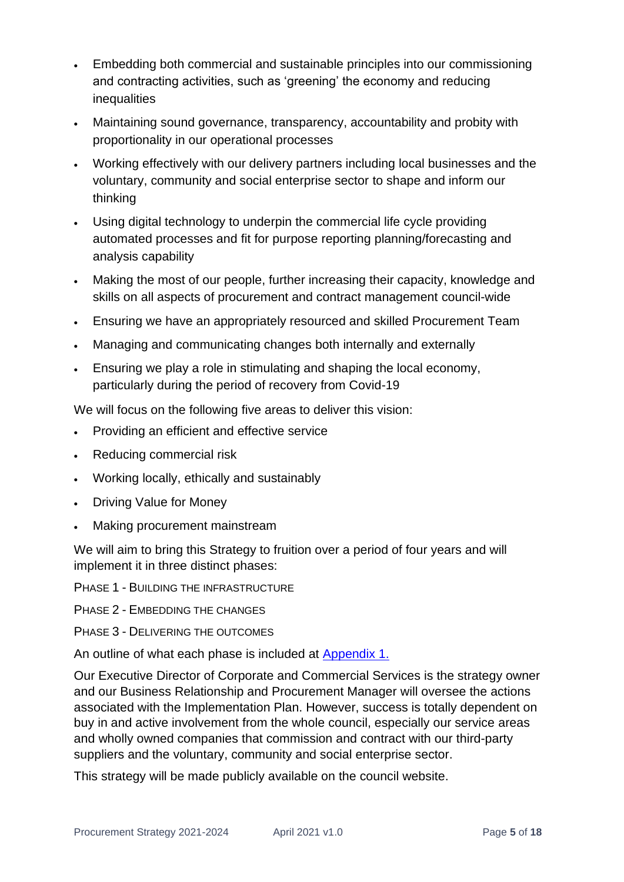- Embedding both commercial and sustainable principles into our commissioning and contracting activities, such as 'greening' the economy and reducing inequalities
- Maintaining sound governance, transparency, accountability and probity with proportionality in our operational processes
- Working effectively with our delivery partners including local businesses and the voluntary, community and social enterprise sector to shape and inform our thinking
- Using digital technology to underpin the commercial life cycle providing automated processes and fit for purpose reporting planning/forecasting and analysis capability
- Making the most of our people, further increasing their capacity, knowledge and skills on all aspects of procurement and contract management council-wide
- Ensuring we have an appropriately resourced and skilled Procurement Team
- Managing and communicating changes both internally and externally
- Ensuring we play a role in stimulating and shaping the local economy, particularly during the period of recovery from Covid-19

We will focus on the following five areas to deliver this vision:

- Providing an efficient and effective service
- Reducing commercial risk
- Working locally, ethically and sustainably
- Driving Value for Money
- Making procurement mainstream

We will aim to bring this Strategy to fruition over a period of four years and will implement it in three distinct phases:

PHASE 1 - BUILDING THE INFRASTRUCTURE

PHASE 2 - EMBEDDING THE CHANGES

PHASE 3 - DELIVERING THE OUTCOMES

An outline of what each phase is included at Appendix 1.

Our Executive Director of Corporate and Commercial Services is the strategy owner and our Business Relationship and Procurement Manager will oversee the actions associated with the Implementation Plan. However, success is totally dependent on buy in and active involvement from the whole council, especially our service areas and wholly owned companies that commission and contract with our third-party suppliers and the voluntary, community and social enterprise sector.

This strategy will be made publicly available on the council website.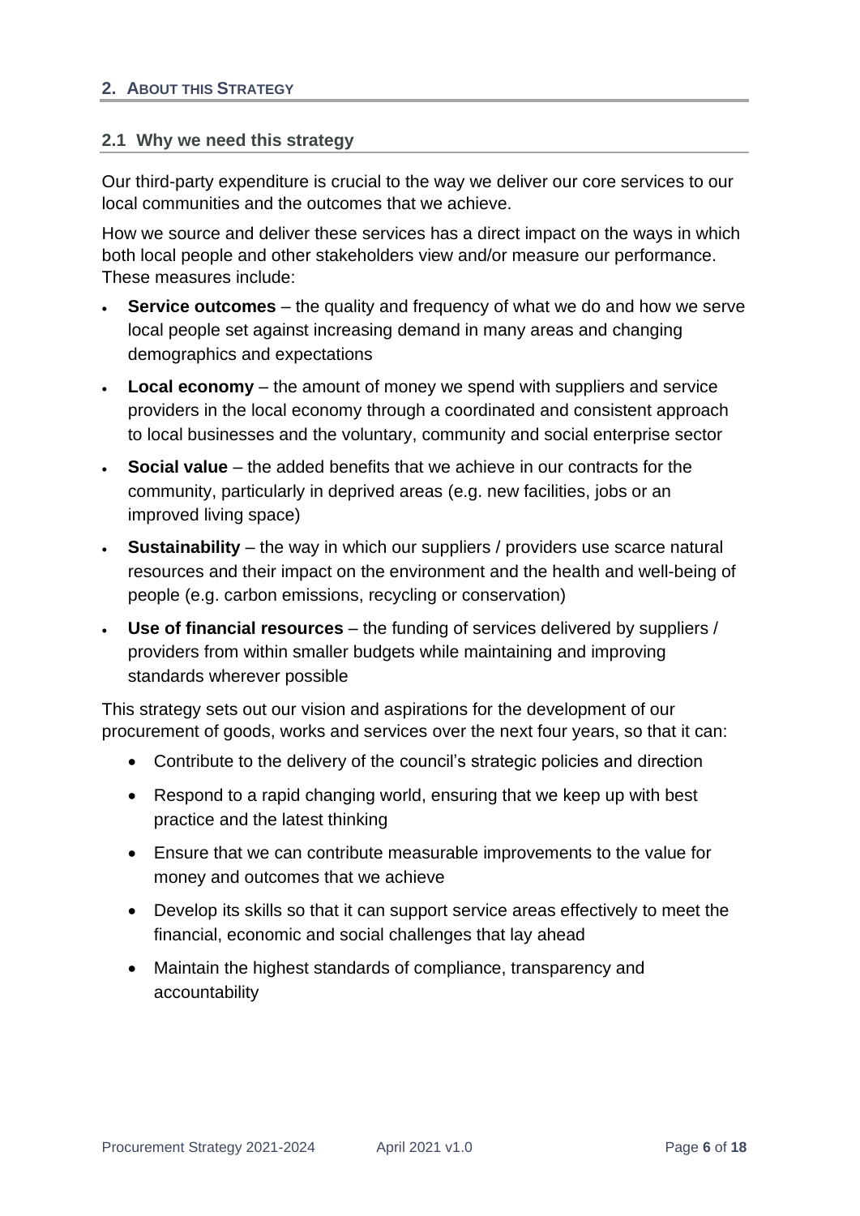## 2. About this Strategy

### 2.1 Why we need this strategy

Our third-party expenditure is crucial to the way we deliver our core services to our local communities and the outcomes that we achieve.

How we source and deliver these services has a direct impact on the ways in which both local people and other stakeholders view and/or measure our performance. These measures include:

- **Service outcomes** – the quality and frequency of what we do and how we serve local people set against increasing demand in many areas and changing demographics and expectations
- **Local economy** – the amount of money we spend with suppliers and service providers in the local economy through a coordinated and consistent approach to local businesses and the voluntary, community and social enterprise sector
- **Social value** – the added benefits that we achieve in our contracts for the community, particularly in deprived areas (e.g. new facilities, jobs or an improved living space)
- **Sustainability** – the way in which our suppliers / providers use scarce natural resources and their impact on the environment and the health and well-being of people (e.g. carbon emissions, recycling or conservation)
- **Use of financial resources** – the funding of services delivered by suppliers / providers from within smaller budgets while maintaining and improving standards wherever possible

This strategy sets out our vision and aspirations for the development of our procurement of goods, works and services over the next four years, so that it can:

- Contribute to the delivery of the council's strategic policies and direction
- Respond to a rapid changing world, ensuring that we keep up with best practice and the latest thinking
- Ensure that we can contribute measurable improvements to the value for money and outcomes that we achieve
- Develop its skills so that it can support service areas effectively to meet the financial, economic and social challenges that lay ahead
- Maintain the highest standards of compliance, transparency and accountability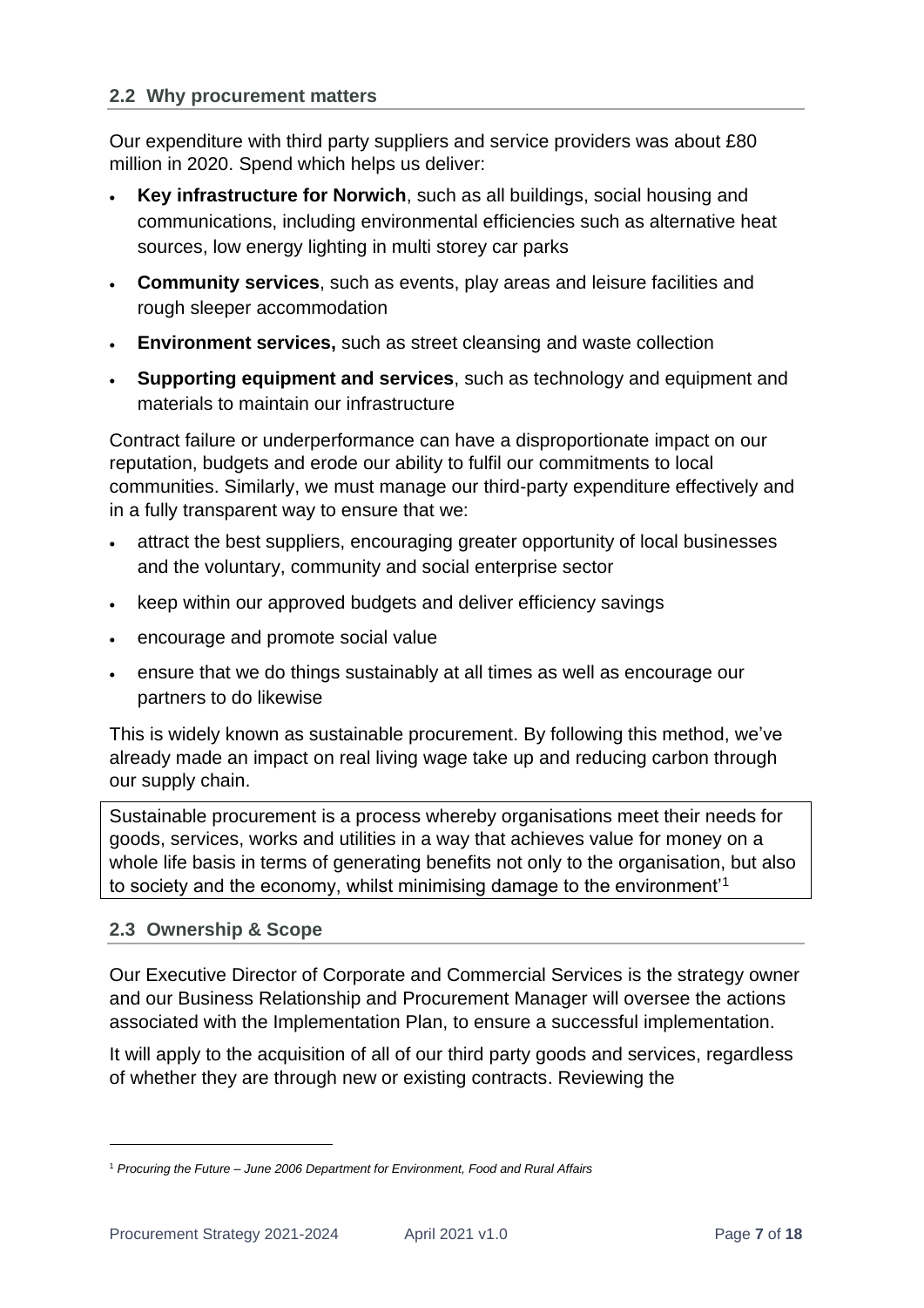## 2.2 Why procurement matters

Our expenditure with third party suppliers and service providers was about £80 million in 2020. Spend which helps us deliver:

- **Key infrastructure for Norwich**, such as all buildings, social housing and communications, including environmental efficiencies such as alternative heat sources, low energy lighting in multi storey car parks
- **Community services**, such as events, play areas and leisure facilities and rough sleeper accommodation
- **Environment services,** such as street cleansing and waste collection
- **Supporting equipment and services**, such as technology and equipment and materials to maintain our infrastructure

Contract failure or underperformance can have a disproportionate impact on our reputation, budgets and erode our ability to fulfil our commitments to local communities. Similarly, we must manage our third-party expenditure effectively and in a fully transparent way to ensure that we:

- attract the best suppliers, encouraging greater opportunity of local businesses and the voluntary, community and social enterprise sector
- keep within our approved budgets and deliver efficiency savings
- encourage and promote social value
- ensure that we do things sustainably at all times as well as encourage our partners to do likewise

This is widely known as sustainable procurement. By following this method, we've already made an impact on real living wage take up and reducing carbon through our supply chain.

> Sustainable procurement is a process whereby organisations meet their needs for goods, services, works and utilities in a way that achieves value for money on a whole life basis in terms of generating benefits not only to the organisation, but also to society and the economy, whilst minimising damage to the environment'[1]

## 2.3 Ownership & Scope

Our Executive Director of Corporate and Commercial Services is the strategy owner and our Business Relationship and Procurement Manager will oversee the actions associated with the Implementation Plan, to ensure a successful implementation.

It will apply to the acquisition of all of our third party goods and services, regardless of whether they are through new or existing contracts. Reviewing the

[1] *Procuring the Future – June 2006 Department for Environment, Food and Rural Affairs*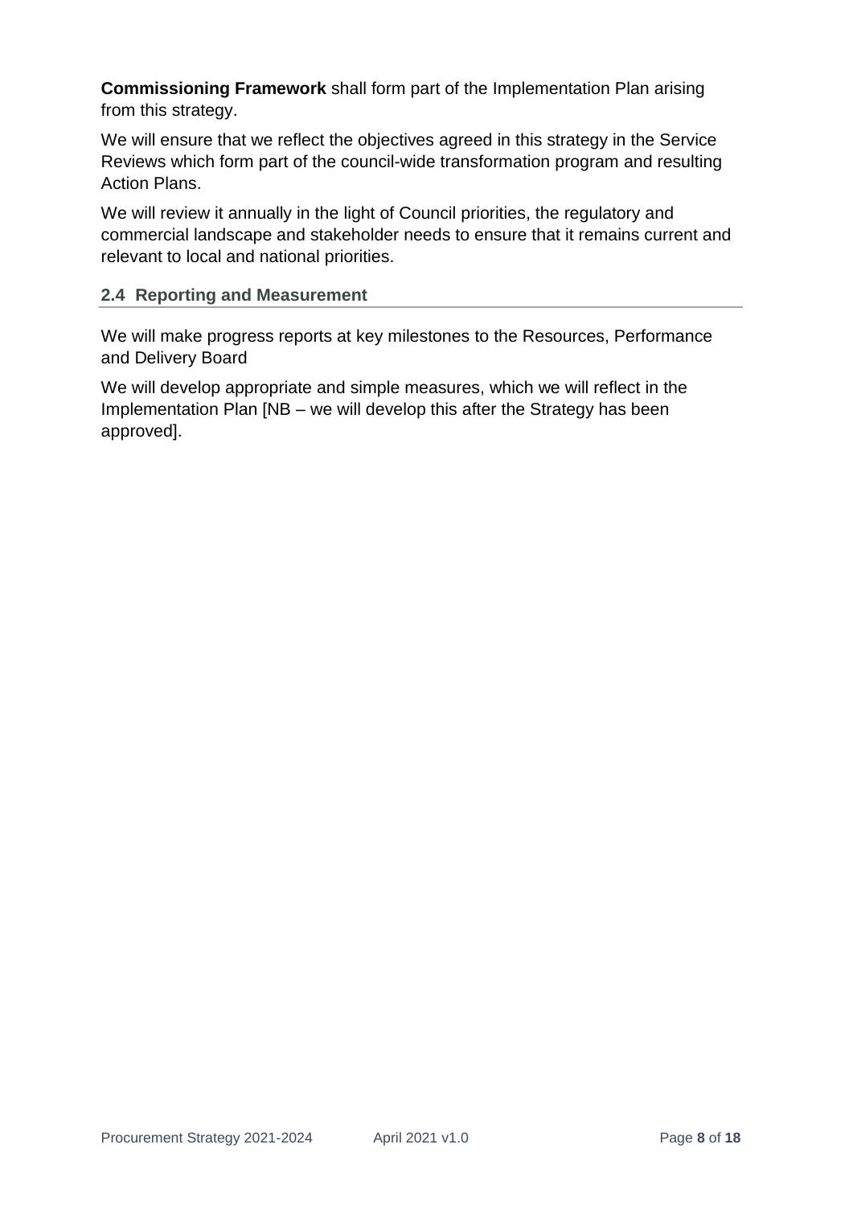**Commissioning Framework** shall form part of the Implementation Plan arising from this strategy.

We will ensure that we reflect the objectives agreed in this strategy in the Service Reviews which form part of the council-wide transformation program and resulting Action Plans.

We will review it annually in the light of Council priorities, the regulatory and commercial landscape and stakeholder needs to ensure that it remains current and relevant to local and national priorities.

### 2.4 Reporting and Measurement

We will make progress reports at key milestones to the Resources, Performance and Delivery Board

We will develop appropriate and simple measures, which we will reflect in the Implementation Plan [NB – we will develop this after the Strategy has been approved].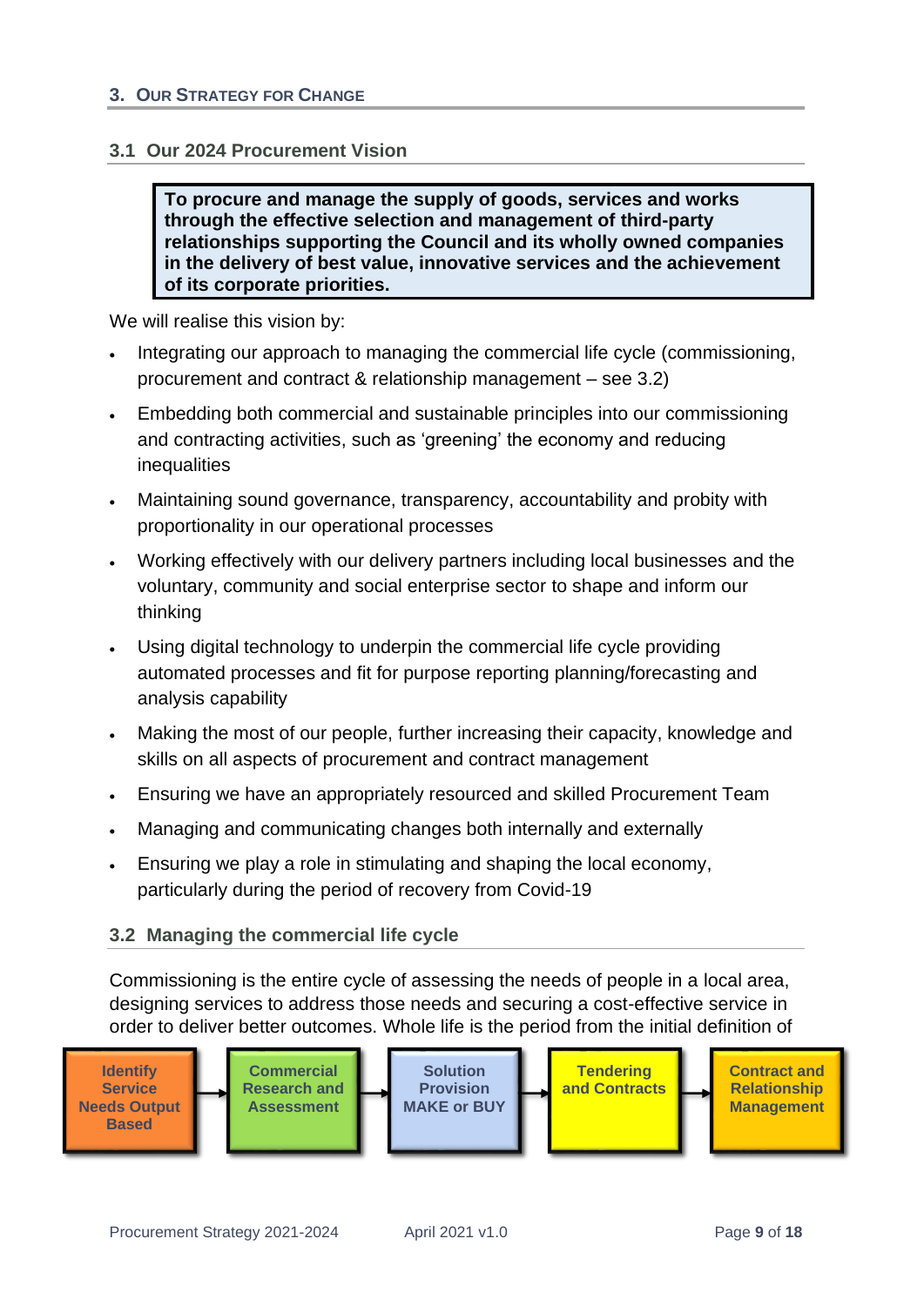## 3. Our Strategy for Change

### 3.1 Our 2024 Procurement Vision

> **To procure and manage the supply of goods, services and works through the effective selection and management of third-party relationships supporting the Council and its wholly owned companies in the delivery of best value, innovative services and the achievement of its corporate priorities.**

We will realise this vision by:

- Integrating our approach to managing the commercial life cycle (commissioning, procurement and contract & relationship management – see 3.2)
- Embedding both commercial and sustainable principles into our commissioning and contracting activities, such as 'greening' the economy and reducing inequalities
- Maintaining sound governance, transparency, accountability and probity with proportionality in our operational processes
- Working effectively with our delivery partners including local businesses and the voluntary, community and social enterprise sector to shape and inform our thinking
- Using digital technology to underpin the commercial life cycle providing automated processes and fit for purpose reporting planning/forecasting and analysis capability
- Making the most of our people, further increasing their capacity, knowledge and skills on all aspects of procurement and contract management
- Ensuring we have an appropriately resourced and skilled Procurement Team
- Managing and communicating changes both internally and externally
- Ensuring we play a role in stimulating and shaping the local economy, particularly during the period of recovery from Covid-19

### 3.2 Managing the commercial life cycle

Commissioning is the entire cycle of assessing the needs of people in a local area, designing services to address those needs and securing a cost-effective service in order to deliver better outcomes. Whole life is the period from the initial definition of

**Identify Service Needs Output Based** → **Commercial Research and Assessment** → **Solution Provision MAKE or BUY** → **Tendering and Contracts** → **Contract and Relationship Management**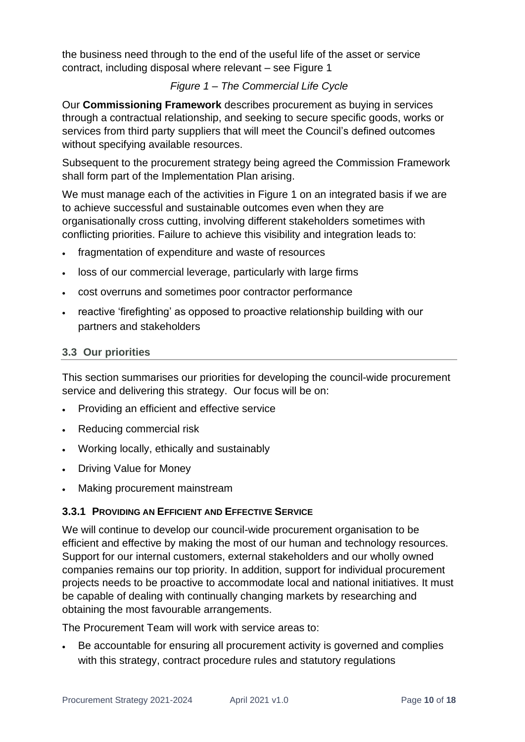the business need through to the end of the useful life of the asset or service contract, including disposal where relevant – see Figure 1

*Figure 1 – The Commercial Life Cycle*

Our **Commissioning Framework** describes procurement as buying in services through a contractual relationship, and seeking to secure specific goods, works or services from third party suppliers that will meet the Council's defined outcomes without specifying available resources.

Subsequent to the procurement strategy being agreed the Commission Framework shall form part of the Implementation Plan arising.

We must manage each of the activities in Figure 1 on an integrated basis if we are to achieve successful and sustainable outcomes even when they are organisationally cross cutting, involving different stakeholders sometimes with conflicting priorities. Failure to achieve this visibility and integration leads to:

- fragmentation of expenditure and waste of resources
- loss of our commercial leverage, particularly with large firms
- cost overruns and sometimes poor contractor performance
- reactive 'firefighting' as opposed to proactive relationship building with our partners and stakeholders

### 3.3 Our priorities

This section summarises our priorities for developing the council-wide procurement service and delivering this strategy. Our focus will be on:

- Providing an efficient and effective service
- Reducing commercial risk
- Working locally, ethically and sustainably
- Driving Value for Money
- Making procurement mainstream

#### 3.3.1 Providing an Efficient and Effective Service

We will continue to develop our council-wide procurement organisation to be efficient and effective by making the most of our human and technology resources. Support for our internal customers, external stakeholders and our wholly owned companies remains our top priority. In addition, support for individual procurement projects needs to be proactive to accommodate local and national initiatives. It must be capable of dealing with continually changing markets by researching and obtaining the most favourable arrangements.

The Procurement Team will work with service areas to:

- Be accountable for ensuring all procurement activity is governed and complies with this strategy, contract procedure rules and statutory regulations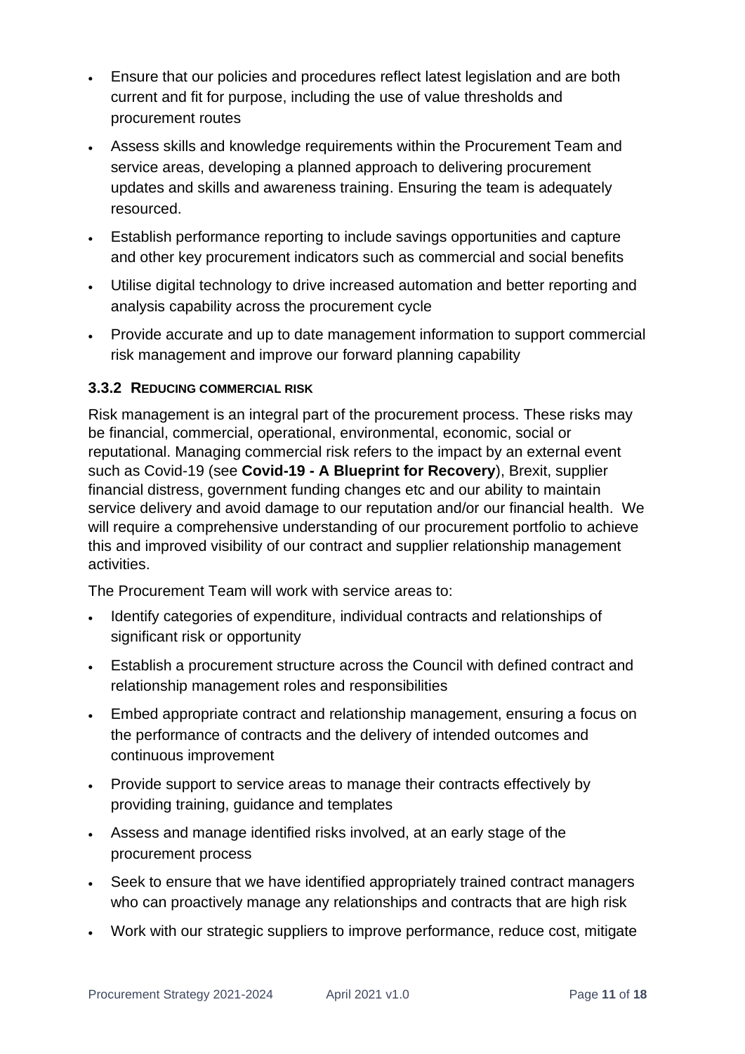- Ensure that our policies and procedures reflect latest legislation and are both current and fit for purpose, including the use of value thresholds and procurement routes
- Assess skills and knowledge requirements within the Procurement Team and service areas, developing a planned approach to delivering procurement updates and skills and awareness training. Ensuring the team is adequately resourced.
- Establish performance reporting to include savings opportunities and capture and other key procurement indicators such as commercial and social benefits
- Utilise digital technology to drive increased automation and better reporting and analysis capability across the procurement cycle
- Provide accurate and up to date management information to support commercial risk management and improve our forward planning capability

### 3.3.2 Reducing commercial risk

Risk management is an integral part of the procurement process. These risks may be financial, commercial, operational, environmental, economic, social or reputational. Managing commercial risk refers to the impact by an external event such as Covid-19 (see **Covid-19 - A Blueprint for Recovery**), Brexit, supplier financial distress, government funding changes etc and our ability to maintain service delivery and avoid damage to our reputation and/or our financial health. We will require a comprehensive understanding of our procurement portfolio to achieve this and improved visibility of our contract and supplier relationship management activities.

The Procurement Team will work with service areas to:

- Identify categories of expenditure, individual contracts and relationships of significant risk or opportunity
- Establish a procurement structure across the Council with defined contract and relationship management roles and responsibilities
- Embed appropriate contract and relationship management, ensuring a focus on the performance of contracts and the delivery of intended outcomes and continuous improvement
- Provide support to service areas to manage their contracts effectively by providing training, guidance and templates
- Assess and manage identified risks involved, at an early stage of the procurement process
- Seek to ensure that we have identified appropriately trained contract managers who can proactively manage any relationships and contracts that are high risk
- Work with our strategic suppliers to improve performance, reduce cost, mitigate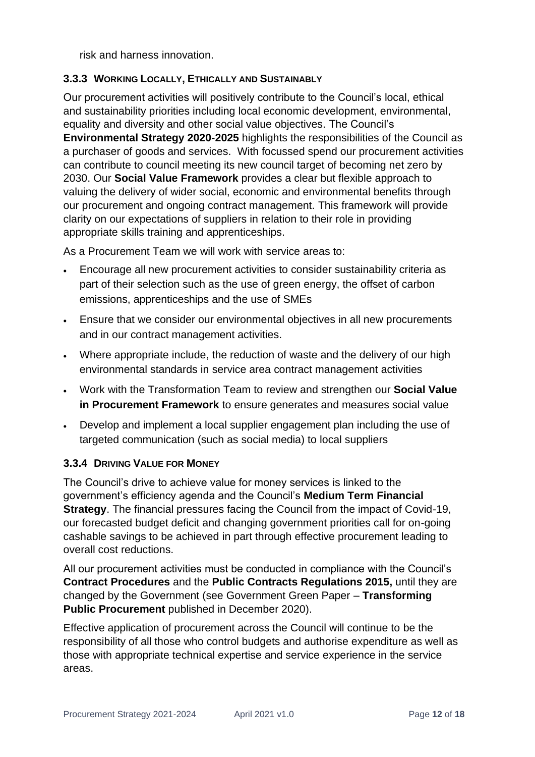risk and harness innovation.

### 3.3.3 Working Locally, Ethically and Sustainably

Our procurement activities will positively contribute to the Council's local, ethical and sustainability priorities including local economic development, environmental, equality and diversity and other social value objectives. The Council's **Environmental Strategy 2020-2025** highlights the responsibilities of the Council as a purchaser of goods and services. With focussed spend our procurement activities can contribute to council meeting its new council target of becoming net zero by 2030. Our **Social Value Framework** provides a clear but flexible approach to valuing the delivery of wider social, economic and environmental benefits through our procurement and ongoing contract management. This framework will provide clarity on our expectations of suppliers in relation to their role in providing appropriate skills training and apprenticeships.

As a Procurement Team we will work with service areas to:

- Encourage all new procurement activities to consider sustainability criteria as part of their selection such as the use of green energy, the offset of carbon emissions, apprenticeships and the use of SMEs
- Ensure that we consider our environmental objectives in all new procurements and in our contract management activities.
- Where appropriate include, the reduction of waste and the delivery of our high environmental standards in service area contract management activities
- Work with the Transformation Team to review and strengthen our **Social Value in Procurement Framework** to ensure generates and measures social value
- Develop and implement a local supplier engagement plan including the use of targeted communication (such as social media) to local suppliers

### 3.3.4 Driving Value for Money

The Council's drive to achieve value for money services is linked to the government's efficiency agenda and the Council's **Medium Term Financial Strategy**. The financial pressures facing the Council from the impact of Covid-19, our forecasted budget deficit and changing government priorities call for on-going cashable savings to be achieved in part through effective procurement leading to overall cost reductions.

All our procurement activities must be conducted in compliance with the Council's **Contract Procedures** and the **Public Contracts Regulations 2015,** until they are changed by the Government (see Government Green Paper – **Transforming Public Procurement** published in December 2020).

Effective application of procurement across the Council will continue to be the responsibility of all those who control budgets and authorise expenditure as well as those with appropriate technical expertise and service experience in the service areas.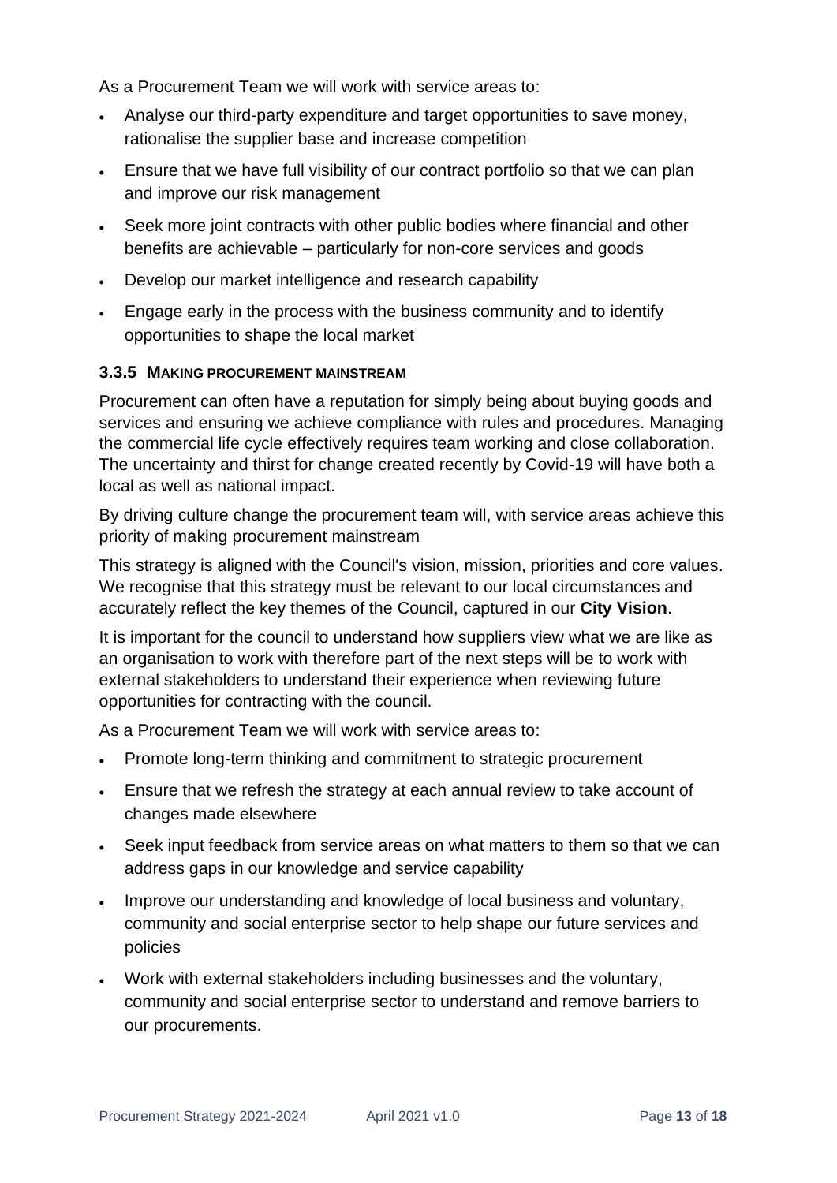As a Procurement Team we will work with service areas to:

- Analyse our third-party expenditure and target opportunities to save money, rationalise the supplier base and increase competition
- Ensure that we have full visibility of our contract portfolio so that we can plan and improve our risk management
- Seek more joint contracts with other public bodies where financial and other benefits are achievable – particularly for non-core services and goods
- Develop our market intelligence and research capability
- Engage early in the process with the business community and to identify opportunities to shape the local market

### 3.3.5 MAKING PROCUREMENT MAINSTREAM

Procurement can often have a reputation for simply being about buying goods and services and ensuring we achieve compliance with rules and procedures. Managing the commercial life cycle effectively requires team working and close collaboration. The uncertainty and thirst for change created recently by Covid-19 will have both a local as well as national impact.

By driving culture change the procurement team will, with service areas achieve this priority of making procurement mainstream

This strategy is aligned with the Council's vision, mission, priorities and core values. We recognise that this strategy must be relevant to our local circumstances and accurately reflect the key themes of the Council, captured in our **City Vision**.

It is important for the council to understand how suppliers view what we are like as an organisation to work with therefore part of the next steps will be to work with external stakeholders to understand their experience when reviewing future opportunities for contracting with the council.

As a Procurement Team we will work with service areas to:

- Promote long-term thinking and commitment to strategic procurement
- Ensure that we refresh the strategy at each annual review to take account of changes made elsewhere
- Seek input feedback from service areas on what matters to them so that we can address gaps in our knowledge and service capability
- Improve our understanding and knowledge of local business and voluntary, community and social enterprise sector to help shape our future services and policies
- Work with external stakeholders including businesses and the voluntary, community and social enterprise sector to understand and remove barriers to our procurements.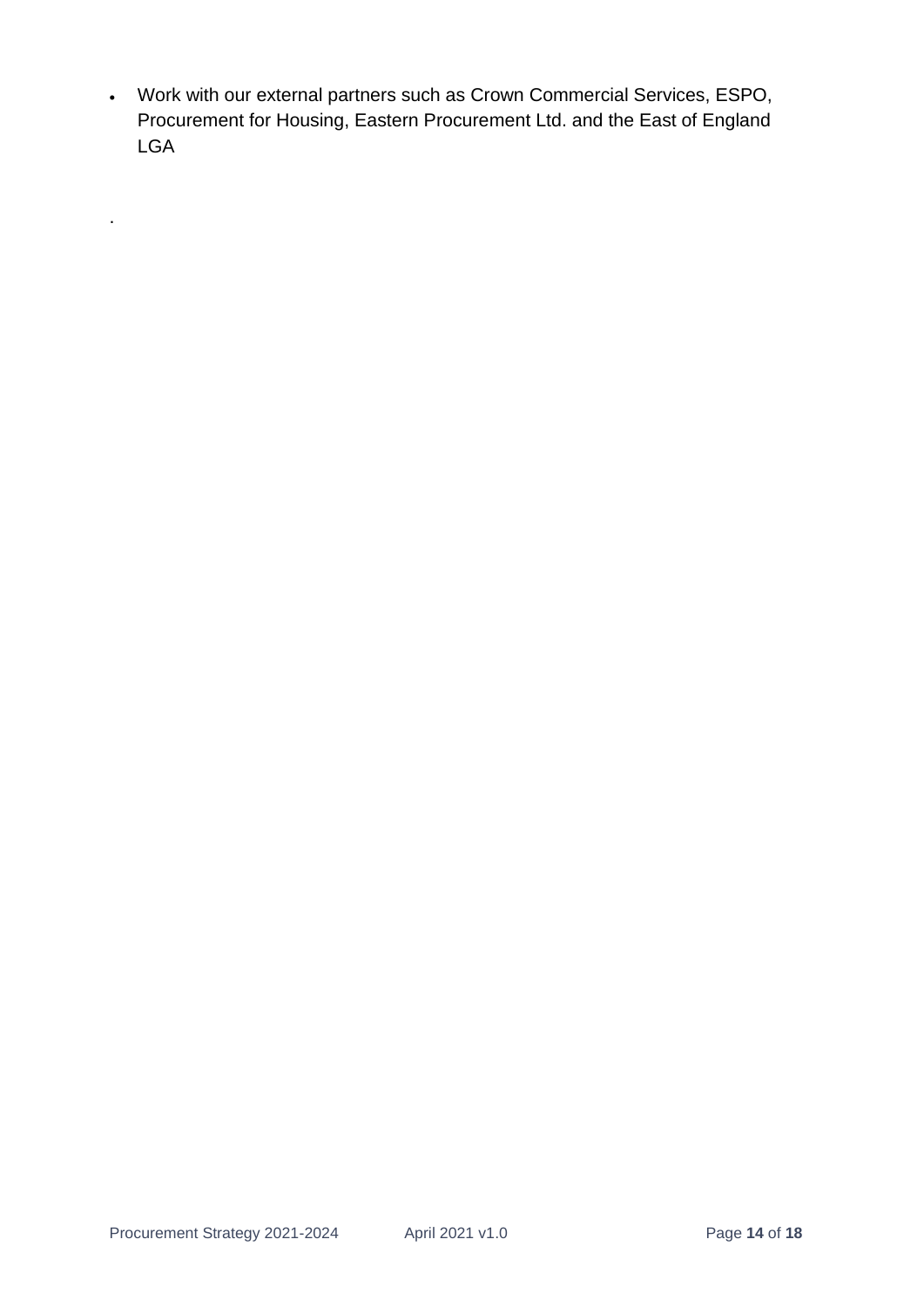- Work with our external partners such as Crown Commercial Services, ESPO, Procurement for Housing, Eastern Procurement Ltd. and the East of England LGA

.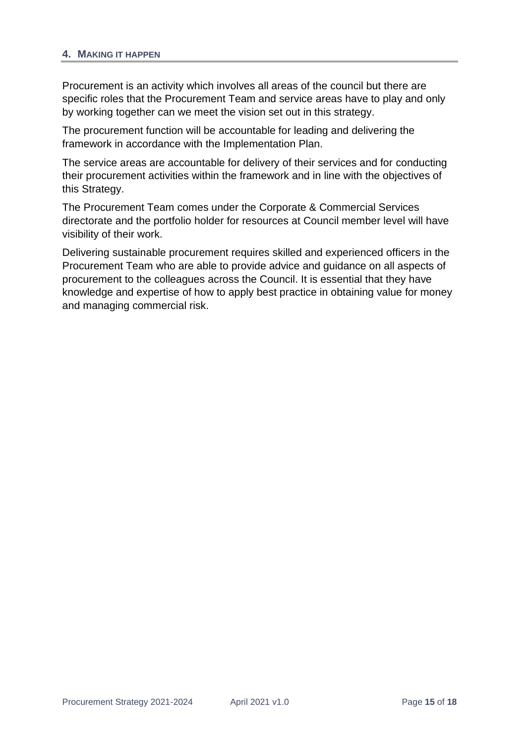## 4. Making it happen

Procurement is an activity which involves all areas of the council but there are specific roles that the Procurement Team and service areas have to play and only by working together can we meet the vision set out in this strategy.

The procurement function will be accountable for leading and delivering the framework in accordance with the Implementation Plan.

The service areas are accountable for delivery of their services and for conducting their procurement activities within the framework and in line with the objectives of this Strategy.

The Procurement Team comes under the Corporate & Commercial Services directorate and the portfolio holder for resources at Council member level will have visibility of their work.

Delivering sustainable procurement requires skilled and experienced officers in the Procurement Team who are able to provide advice and guidance on all aspects of procurement to the colleagues across the Council. It is essential that they have knowledge and expertise of how to apply best practice in obtaining value for money and managing commercial risk.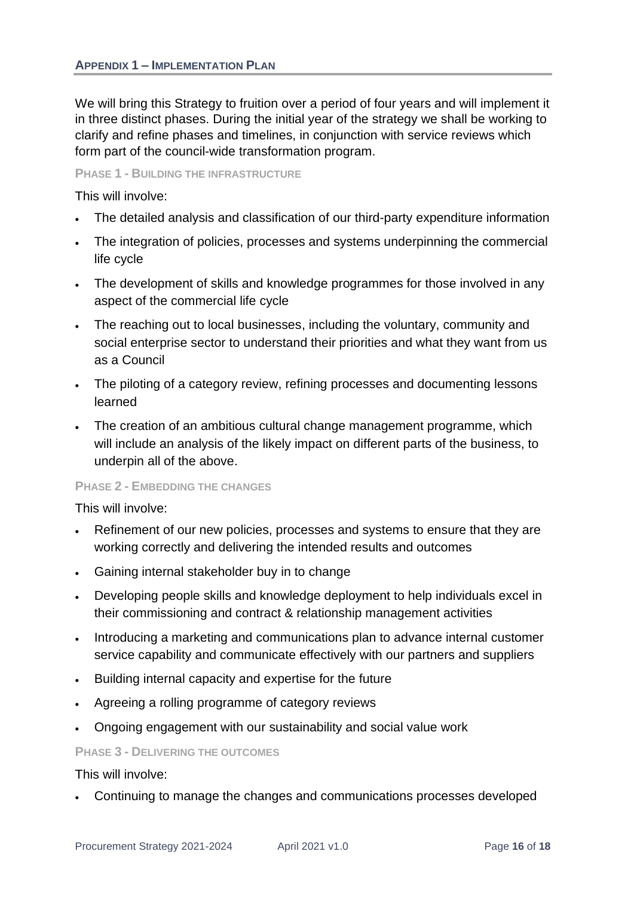## Appendix 1 – Implementation Plan

We will bring this Strategy to fruition over a period of four years and will implement it in three distinct phases. During the initial year of the strategy we shall be working to clarify and refine phases and timelines, in conjunction with service reviews which form part of the council-wide transformation program.

### Phase 1 - Building the infrastructure

This will involve:

- The detailed analysis and classification of our third-party expenditure information
- The integration of policies, processes and systems underpinning the commercial life cycle
- The development of skills and knowledge programmes for those involved in any aspect of the commercial life cycle
- The reaching out to local businesses, including the voluntary, community and social enterprise sector to understand their priorities and what they want from us as a Council
- The piloting of a category review, refining processes and documenting lessons learned
- The creation of an ambitious cultural change management programme, which will include an analysis of the likely impact on different parts of the business, to underpin all of the above.

### Phase 2 - Embedding the changes

This will involve:

- Refinement of our new policies, processes and systems to ensure that they are working correctly and delivering the intended results and outcomes
- Gaining internal stakeholder buy in to change
- Developing people skills and knowledge deployment to help individuals excel in their commissioning and contract & relationship management activities
- Introducing a marketing and communications plan to advance internal customer service capability and communicate effectively with our partners and suppliers
- Building internal capacity and expertise for the future
- Agreeing a rolling programme of category reviews
- Ongoing engagement with our sustainability and social value work

### Phase 3 - Delivering the outcomes

This will involve:

- Continuing to manage the changes and communications processes developed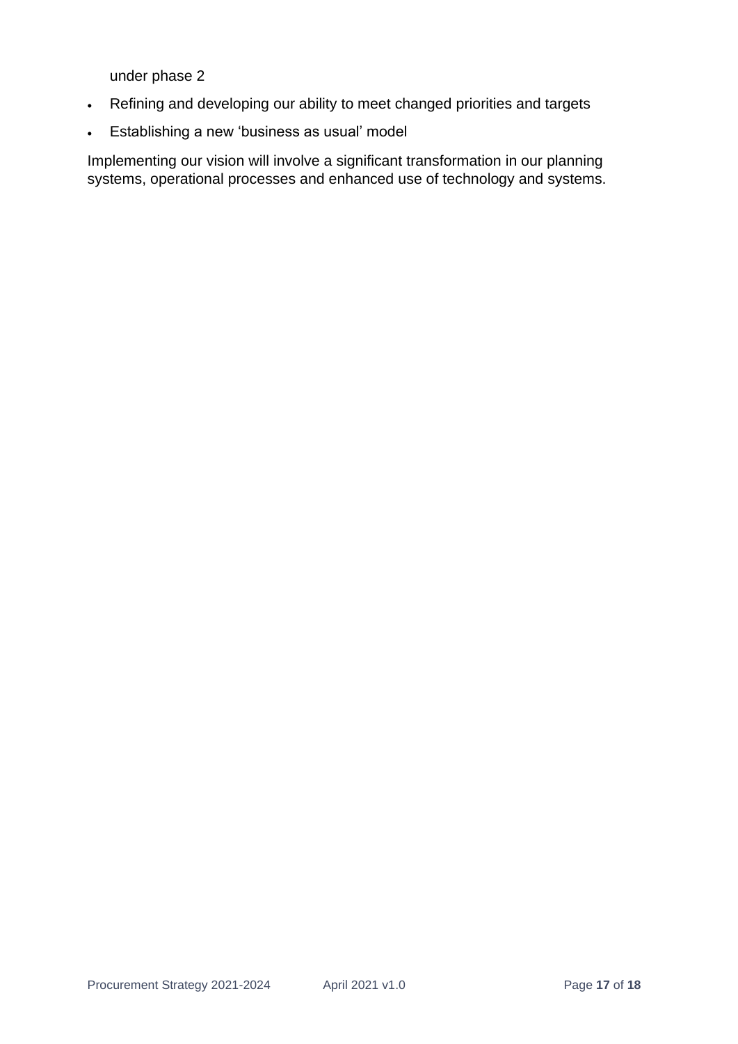under phase 2

- Refining and developing our ability to meet changed priorities and targets
- Establishing a new 'business as usual' model

Implementing our vision will involve a significant transformation in our planning systems, operational processes and enhanced use of technology and systems.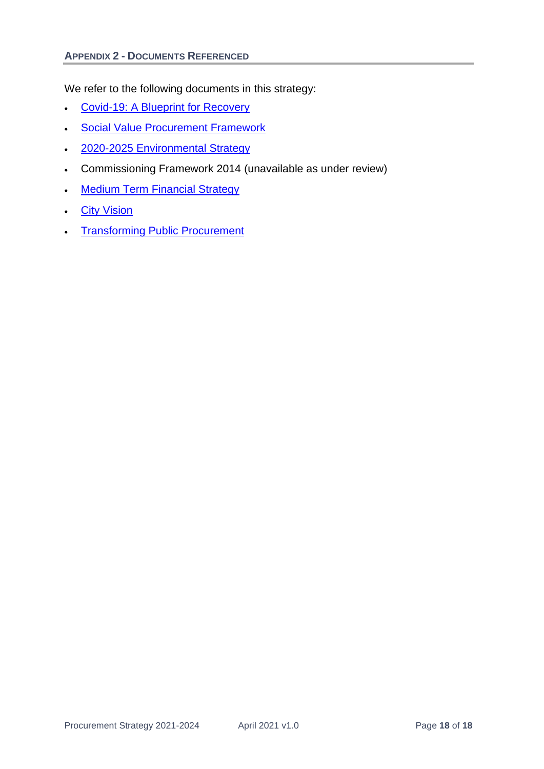## Appendix 2 - Documents Referenced

We refer to the following documents in this strategy:

- Covid-19: A Blueprint for Recovery
- Social Value Procurement Framework
- 2020-2025 Environmental Strategy
- Commissioning Framework 2014 (unavailable as under review)
- Medium Term Financial Strategy
- City Vision
- Transforming Public Procurement